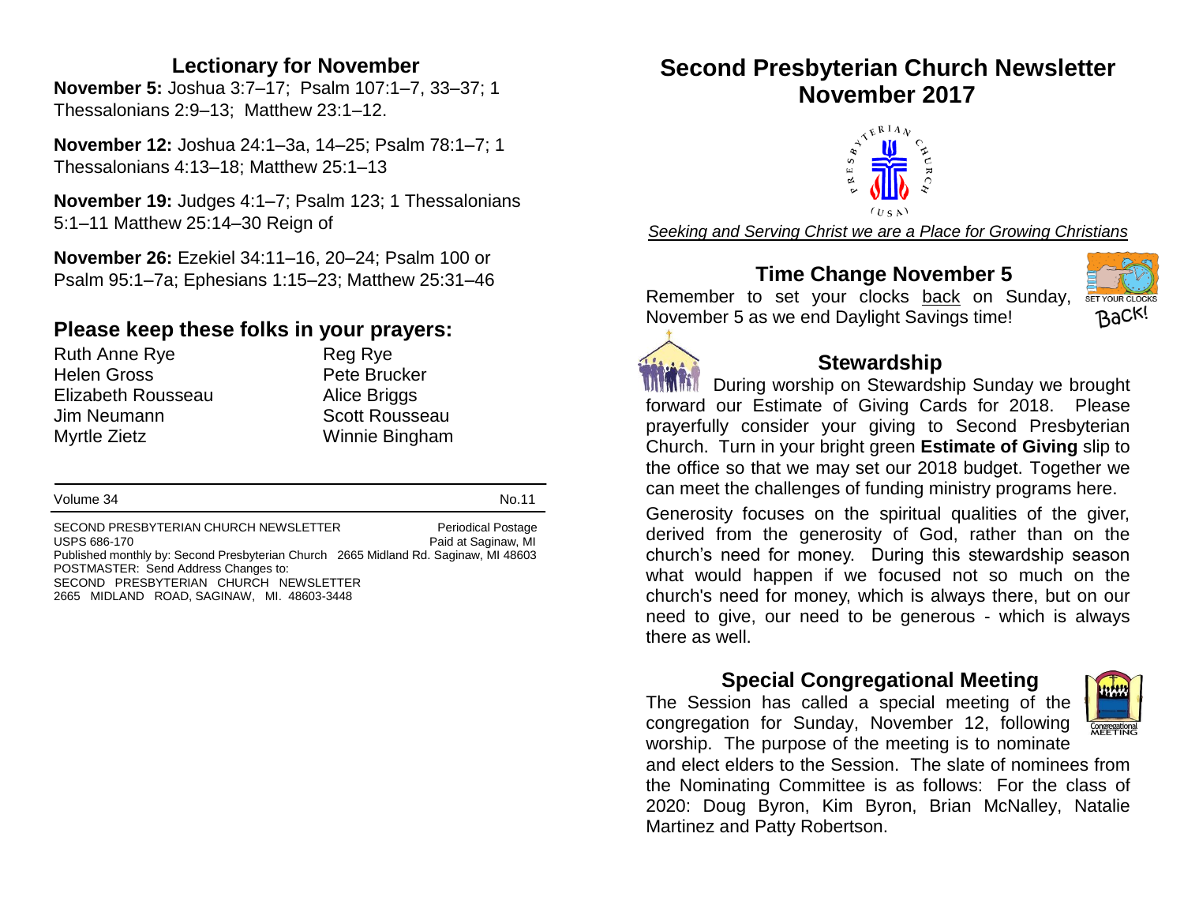## Lectionary for November

**November 5:** Joshua 3:7–17; Psalm 107:1–7, 33–37; 1 Thessalonians 2:9–13; Matthew 23:1–12.

**November 12:** Joshua 24:1–3a, 14–25; Psalm 78:1–7; 1 Thessalonians 4:13–18; Matthew 25:1–13

**November 19:** Judges 4:1–7; Psalm 123; 1 Thessalonians 5:1–11 Matthew 25:14–30 Reign of

**November 26:** Ezekiel 34:11–16, 20–24; Psalm 100 or Psalm 95:1–7a; Ephesians 1:15–23; Matthew 25:31–46

## Please keep these folks in your prayers:

Ruth Anne Rye
Helen Gross
Elizabeth Rousseau
Jim Neumann
Myrtle Zietz
Reg Rye
Pete Brucker
Alice Briggs
Scott Rousseau
Winnie Bingham

Volume 34 No.11

SECOND PRESBYTERIAN CHURCH NEWSLETTER Periodical Postage
USPS 686-170 Paid at Saginaw, MI
Published monthly by: Second Presbyterian Church 2665 Midland Rd. Saginaw, MI 48603
POSTMASTER: Send Address Changes to:
SECOND PRESBYTERIAN CHURCH NEWSLETTER
2665 MIDLAND ROAD, SAGINAW, MI. 48603-3448

# Second Presbyterian Church Newsletter November 2017

*Seeking and Serving Christ we are a Place for Growing Christians*

## Time Change November 5

Remember to set your clocks back on Sunday, November 5 as we end Daylight Savings time!

## Stewardship

During worship on Stewardship Sunday we brought forward our Estimate of Giving Cards for 2018. Please prayerfully consider your giving to Second Presbyterian Church. Turn in your bright green **Estimate of Giving** slip to the office so that we may set our 2018 budget. Together we can meet the challenges of funding ministry programs here.

Generosity focuses on the spiritual qualities of the giver, derived from the generosity of God, rather than on the church's need for money. During this stewardship season what would happen if we focused not so much on the church's need for money, which is always there, but on our need to give, our need to be generous - which is always there as well.

## Special Congregational Meeting

The Session has called a special meeting of the congregation for Sunday, November 12, following worship. The purpose of the meeting is to nominate and elect elders to the Session. The slate of nominees from the Nominating Committee is as follows: For the class of 2020: Doug Byron, Kim Byron, Brian McNalley, Natalie Martinez and Patty Robertson.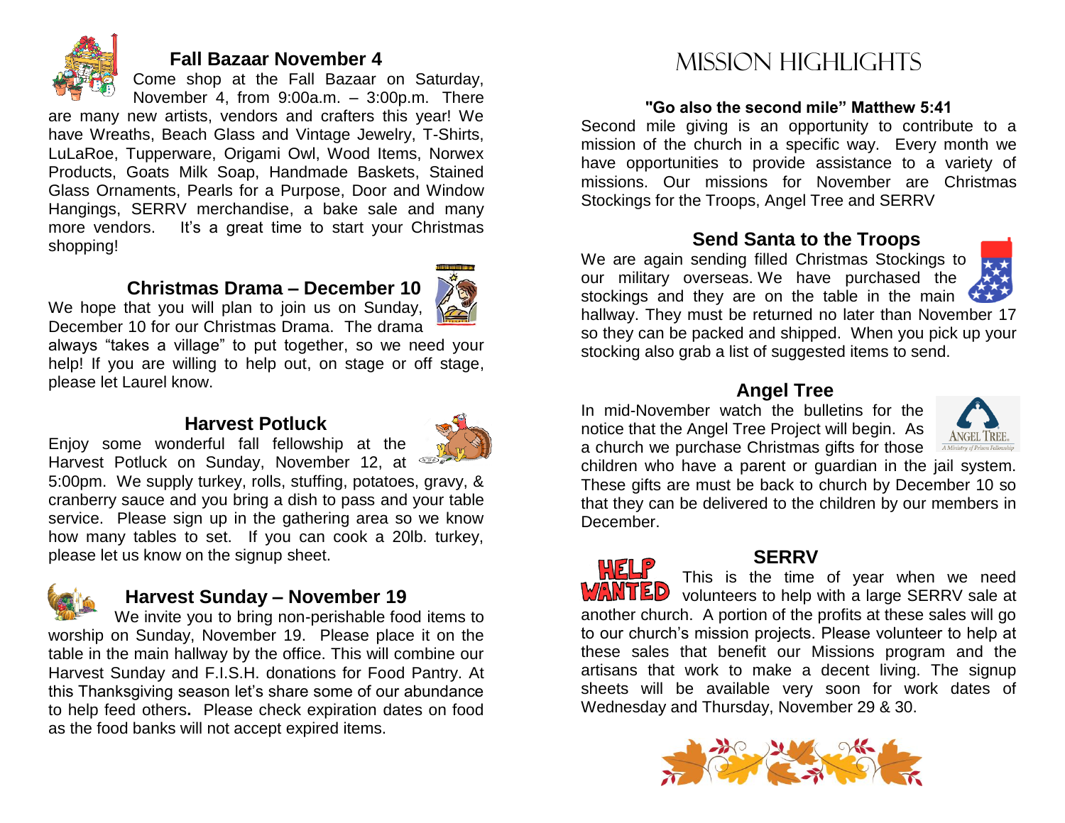## Fall Bazaar November 4

Come shop at the Fall Bazaar on Saturday, November 4, from 9:00a.m. – 3:00p.m. There are many new artists, vendors and crafters this year! We have Wreaths, Beach Glass and Vintage Jewelry, T-Shirts, LuLaRoe, Tupperware, Origami Owl, Wood Items, Norwex Products, Goats Milk Soap, Handmade Baskets, Stained Glass Ornaments, Pearls for a Purpose, Door and Window Hangings, SERRV merchandise, a bake sale and many more vendors. It's a great time to start your Christmas shopping!

## Christmas Drama – December 10

We hope that you will plan to join us on Sunday, December 10 for our Christmas Drama. The drama always "takes a village" to put together, so we need your help! If you are willing to help out, on stage or off stage, please let Laurel know.

## Harvest Potluck

Enjoy some wonderful fall fellowship at the Harvest Potluck on Sunday, November 12, at 5:00pm. We supply turkey, rolls, stuffing, potatoes, gravy, & cranberry sauce and you bring a dish to pass and your table service. Please sign up in the gathering area so we know how many tables to set. If you can cook a 20lb. turkey, please let us know on the signup sheet.

## Harvest Sunday – November 19

We invite you to bring non-perishable food items to worship on Sunday, November 19. Please place it on the table in the main hallway by the office. This will combine our Harvest Sunday and F.I.S.H. donations for Food Pantry. At this Thanksgiving season let's share some of our abundance to help feed others**.** Please check expiration dates on food as the food banks will not accept expired items.

# Mission Highlights

**"Go also the second mile" Matthew 5:41**

Second mile giving is an opportunity to contribute to a mission of the church in a specific way. Every month we have opportunities to provide assistance to a variety of missions. Our missions for November are Christmas Stockings for the Troops, Angel Tree and SERRV

## Send Santa to the Troops

We are again sending filled Christmas Stockings to our military overseas. We have purchased the stockings and they are on the table in the main hallway. They must be returned no later than November 17 so they can be packed and shipped. When you pick up your stocking also grab a list of suggested items to send.

## Angel Tree

In mid-November watch the bulletins for the notice that the Angel Tree Project will begin. As a church we purchase Christmas gifts for those children who have a parent or guardian in the jail system. These gifts are must be back to church by December 10 so that they can be delivered to the children by our members in December.

## SERRV

HELP WANTED

This is the time of year when we need volunteers to help with a large SERRV sale at another church. A portion of the profits at these sales will go to our church's mission projects. Please volunteer to help at these sales that benefit our Missions program and the artisans that work to make a decent living. The signup sheets will be available very soon for work dates of Wednesday and Thursday, November 29 & 30.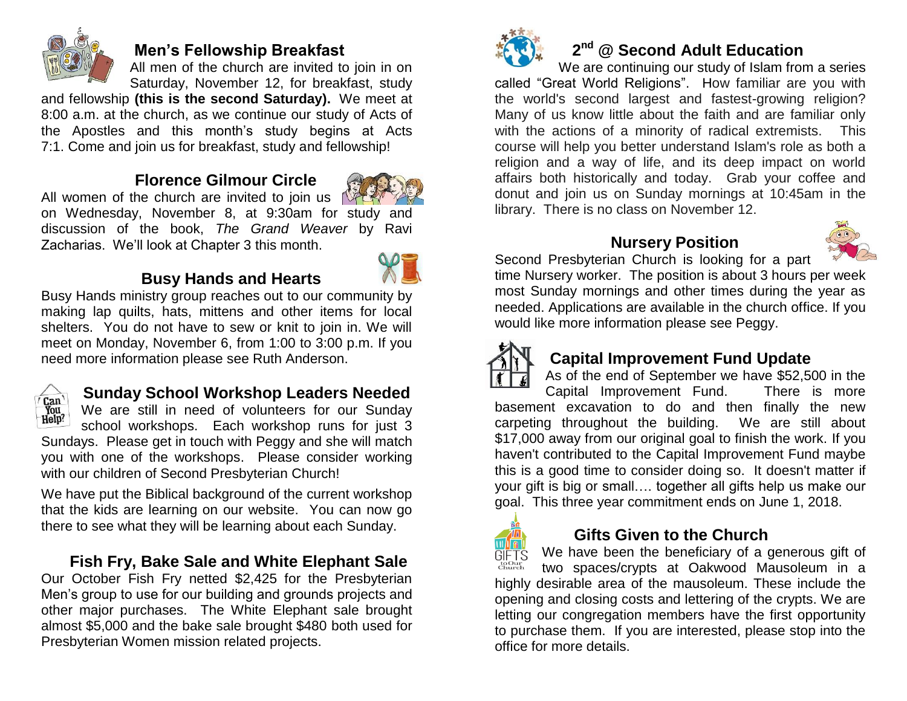## Men's Fellowship Breakfast

All men of the church are invited to join in on Saturday, November 12, for breakfast, study and fellowship **(this is the second Saturday).** We meet at 8:00 a.m. at the church, as we continue our study of Acts of the Apostles and this month's study begins at Acts 7:1. Come and join us for breakfast, study and fellowship!

## Florence Gilmour Circle

All women of the church are invited to join us on Wednesday, November 8, at 9:30am for study and discussion of the book, *The Grand Weaver* by Ravi Zacharias. We'll look at Chapter 3 this month.

## Busy Hands and Hearts

Busy Hands ministry group reaches out to our community by making lap quilts, hats, mittens and other items for local shelters. You do not have to sew or knit to join in. We will meet on Monday, November 6, from 1:00 to 3:00 p.m. If you need more information please see Ruth Anderson.

## Sunday School Workshop Leaders Needed

We are still in need of volunteers for our Sunday school workshops. Each workshop runs for just 3 Sundays. Please get in touch with Peggy and she will match you with one of the workshops. Please consider working with our children of Second Presbyterian Church!

We have put the Biblical background of the current workshop that the kids are learning on our website. You can now go there to see what they will be learning about each Sunday.

## Fish Fry, Bake Sale and White Elephant Sale

Our October Fish Fry netted $2,425 for the Presbyterian Men's group to use for our building and grounds projects and other major purchases. The White Elephant sale brought almost $5,000 and the bake sale brought $480 both used for Presbyterian Women mission related projects.

## 2nd @ Second Adult Education

We are continuing our study of Islam from a series called "Great World Religions". How familiar are you with the world's second largest and fastest-growing religion? Many of us know little about the faith and are familiar only with the actions of a minority of radical extremists. This course will help you better understand Islam's role as both a religion and a way of life, and its deep impact on world affairs both historically and today. Grab your coffee and donut and join us on Sunday mornings at 10:45am in the library. There is no class on November 12.

## Nursery Position

Second Presbyterian Church is looking for a part time Nursery worker. The position is about 3 hours per week most Sunday mornings and other times during the year as needed. Applications are available in the church office. If you would like more information please see Peggy.

## Capital Improvement Fund Update

As of the end of September we have $52,500 in the Capital Improvement Fund. There is more basement excavation to do and then finally the new carpeting throughout the building. We are still about $17,000 away from our original goal to finish the work. If you haven't contributed to the Capital Improvement Fund maybe this is a good time to consider doing so. It doesn't matter if your gift is big or small…. together all gifts help us make our goal. This three year commitment ends on June 1, 2018.

## Gifts Given to the Church

We have been the beneficiary of a generous gift of two spaces/crypts at Oakwood Mausoleum in a highly desirable area of the mausoleum. These include the opening and closing costs and lettering of the crypts. We are letting our congregation members have the first opportunity to purchase them. If you are interested, please stop into the office for more details.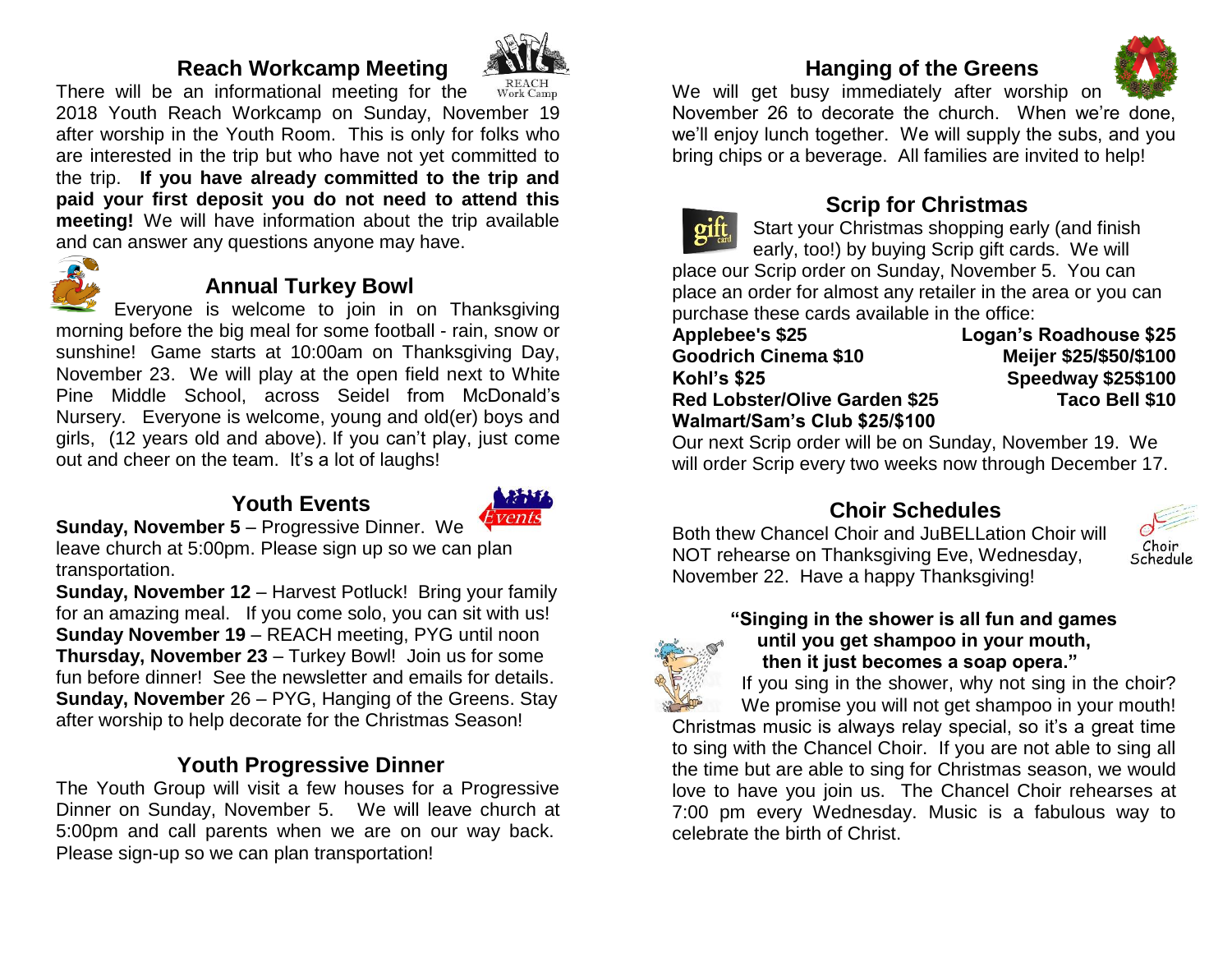## Reach Workcamp Meeting

There will be an informational meeting for the 2018 Youth Reach Workcamp on Sunday, November 19 after worship in the Youth Room. This is only for folks who are interested in the trip but who have not yet committed to the trip. **If you have already committed to the trip and paid your first deposit you do not need to attend this meeting!** We will have information about the trip available and can answer any questions anyone may have.

## Annual Turkey Bowl

Everyone is welcome to join in on Thanksgiving morning before the big meal for some football - rain, snow or sunshine! Game starts at 10:00am on Thanksgiving Day, November 23. We will play at the open field next to White Pine Middle School, across Seidel from McDonald's Nursery. Everyone is welcome, young and old(er) boys and girls, (12 years old and above). If you can't play, just come out and cheer on the team. It's a lot of laughs!

## Youth Events

**Sunday, November 5** – Progressive Dinner. We leave church at 5:00pm. Please sign up so we can plan transportation.
**Sunday, November 12** – Harvest Potluck! Bring your family for an amazing meal. If you come solo, you can sit with us!
**Sunday November 19** – REACH meeting, PYG until noon
**Thursday, November 23** – Turkey Bowl! Join us for some fun before dinner! See the newsletter and emails for details.
**Sunday, November** 26 – PYG, Hanging of the Greens. Stay after worship to help decorate for the Christmas Season!

## Youth Progressive Dinner

The Youth Group will visit a few houses for a Progressive Dinner on Sunday, November 5. We will leave church at 5:00pm and call parents when we are on our way back. Please sign-up so we can plan transportation!

## Hanging of the Greens

We will get busy immediately after worship on November 26 to decorate the church. When we're done, we'll enjoy lunch together. We will supply the subs, and you bring chips or a beverage. All families are invited to help!

## Scrip for Christmas

Start your Christmas shopping early (and finish early, too!) by buying Scrip gift cards. We will place our Scrip order on Sunday, November 5. You can place an order for almost any retailer in the area or you can purchase these cards available in the office:

| | |
|---|---|
| **Applebee's $25** | **Logan's Roadhouse $25** |
| **Goodrich Cinema $10** | **Meijer $25/$50/$100** |
| **Kohl's $25** | **Speedway $25$100** |
| **Red Lobster/Olive Garden $25** | **Taco Bell $10** |
| **Walmart/Sam's Club $25/$100** | |

Our next Scrip order will be on Sunday, November 19. We will order Scrip every two weeks now through December 17.

## Choir Schedules

Both thew Chancel Choir and JuBELLation Choir will NOT rehearse on Thanksgiving Eve, Wednesday, November 22. Have a happy Thanksgiving!

**"Singing in the shower is all fun and games until you get shampoo in your mouth, then it just becomes a soap opera."**

If you sing in the shower, why not sing in the choir? We promise you will not get shampoo in your mouth! Christmas music is always relay special, so it's a great time to sing with the Chancel Choir. If you are not able to sing all the time but are able to sing for Christmas season, we would love to have you join us. The Chancel Choir rehearses at 7:00 pm every Wednesday. Music is a fabulous way to celebrate the birth of Christ.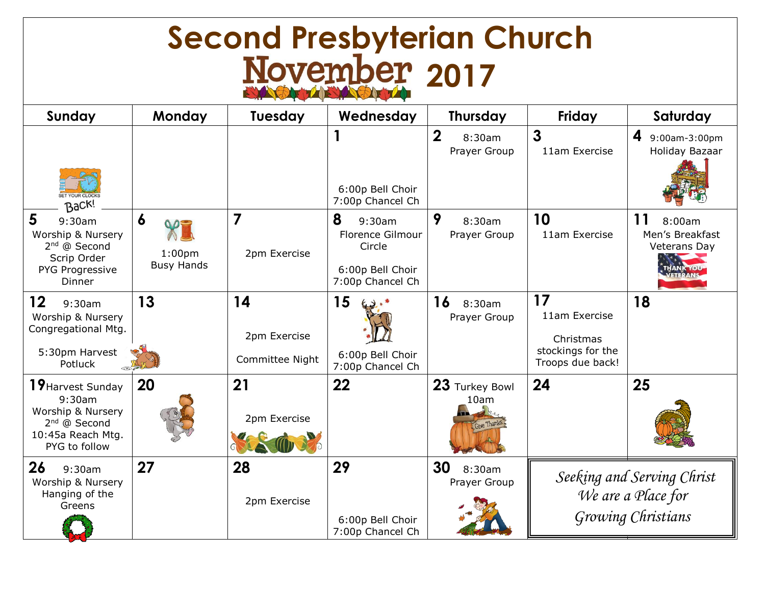# Second Presbyterian Church
## November 2017

| Sunday | Monday | Tuesday | Wednesday | Thursday | Friday | Saturday |
|---|---|---|---|---|---|---|
| SET YOUR CLOCKS Back! | | | **1** 6:00p Bell Choir 7:00p Chancel Ch | **2** 8:30am Prayer Group | **3** 11am Exercise | **4** 9:00am-3:00pm Holiday Bazaar |
| **5** 9:30am Worship & Nursery 2nd @ Second Scrip Order PYG Progressive Dinner | **6** 1:00pm Busy Hands | **7** 2pm Exercise | **8** 9:30am Florence Gilmour Circle 6:00p Bell Choir 7:00p Chancel Ch | **9** 8:30am Prayer Group | **10** 11am Exercise | **11** 8:00am Men's Breakfast Veterans Day THANK YOU VETERANS |
| **12** 9:30am Worship & Nursery Congregational Mtg. 5:30pm Harvest Potluck | **13** | **14** 2pm Exercise Committee Night | **15** 6:00p Bell Choir 7:00p Chancel Ch | **16** 8:30am Prayer Group | **17** 11am Exercise Christmas stockings for the Troops due back! | **18** |
| **19** Harvest Sunday 9:30am Worship & Nursery 2nd @ Second 10:45a Reach Mtg. PYG to follow | **20** | **21** 2pm Exercise | **22** | **23** Turkey Bowl 10am | **24** | **25** |
| **26** 9:30am Worship & Nursery Hanging of the Greens | **27** | **28** 2pm Exercise | **29** 6:00p Bell Choir 7:00p Chancel Ch | **30** 8:30am Prayer Group | *Seeking and Serving Christ We are a Place for Growing Christians* | |